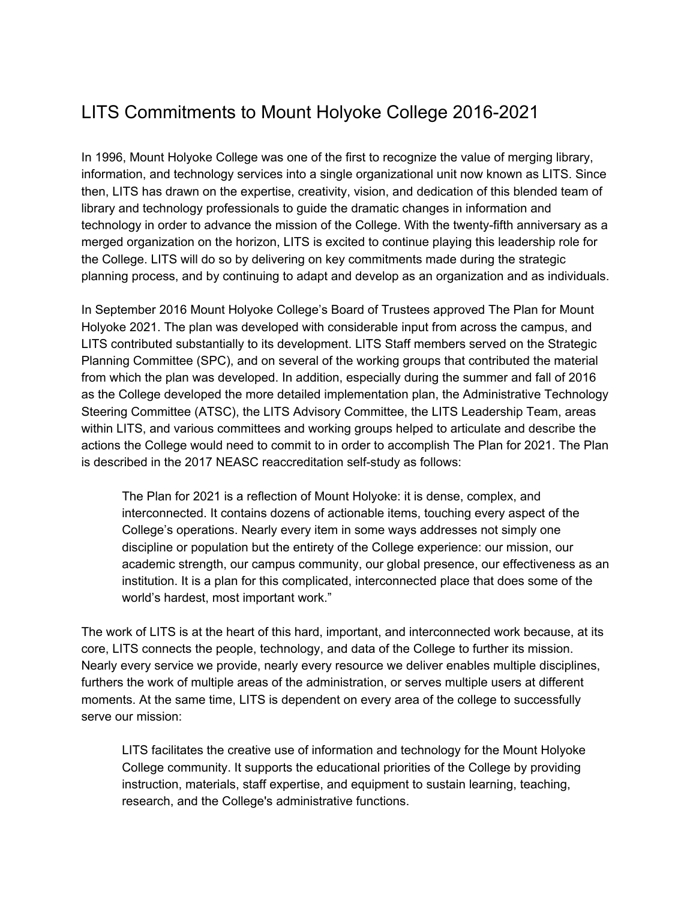# LITS Commitments to Mount Holyoke College 2016-2021

In 1996, Mount Holyoke College was one of the first to recognize the value of merging library, information, and technology services into a single organizational unit now known as LITS. Since then, LITS has drawn on the expertise, creativity, vision, and dedication of this blended team of library and technology professionals to guide the dramatic changes in information and technology in order to advance the mission of the College. With the twenty-fifth anniversary as a merged organization on the horizon, LITS is excited to continue playing this leadership role for the College. LITS will do so by delivering on key commitments made during the strategic planning process, and by continuing to adapt and develop as an organization and as individuals.

In September 2016 Mount Holyoke College's Board of Trustees approved The Plan for Mount Holyoke 2021. The plan was developed with considerable input from across the campus, and LITS contributed substantially to its development. LITS Staff members served on the Strategic Planning Committee (SPC), and on several of the working groups that contributed the material from which the plan was developed. In addition, especially during the summer and fall of 2016 as the College developed the more detailed implementation plan, the Administrative Technology Steering Committee (ATSC), the LITS Advisory Committee, the LITS Leadership Team, areas within LITS, and various committees and working groups helped to articulate and describe the actions the College would need to commit to in order to accomplish The Plan for 2021. The Plan is described in the 2017 NEASC reaccreditation self-study as follows:

> The Plan for 2021 is a reflection of Mount Holyoke: it is dense, complex, and interconnected. It contains dozens of actionable items, touching every aspect of the College's operations. Nearly every item in some ways addresses not simply one discipline or population but the entirety of the College experience: our mission, our academic strength, our campus community, our global presence, our effectiveness as an institution. It is a plan for this complicated, interconnected place that does some of the world's hardest, most important work."

The work of LITS is at the heart of this hard, important, and interconnected work because, at its core, LITS connects the people, technology, and data of the College to further its mission. Nearly every service we provide, nearly every resource we deliver enables multiple disciplines, furthers the work of multiple areas of the administration, or serves multiple users at different moments. At the same time, LITS is dependent on every area of the college to successfully serve our mission:

> LITS facilitates the creative use of information and technology for the Mount Holyoke College community. It supports the educational priorities of the College by providing instruction, materials, staff expertise, and equipment to sustain learning, teaching, research, and the College's administrative functions.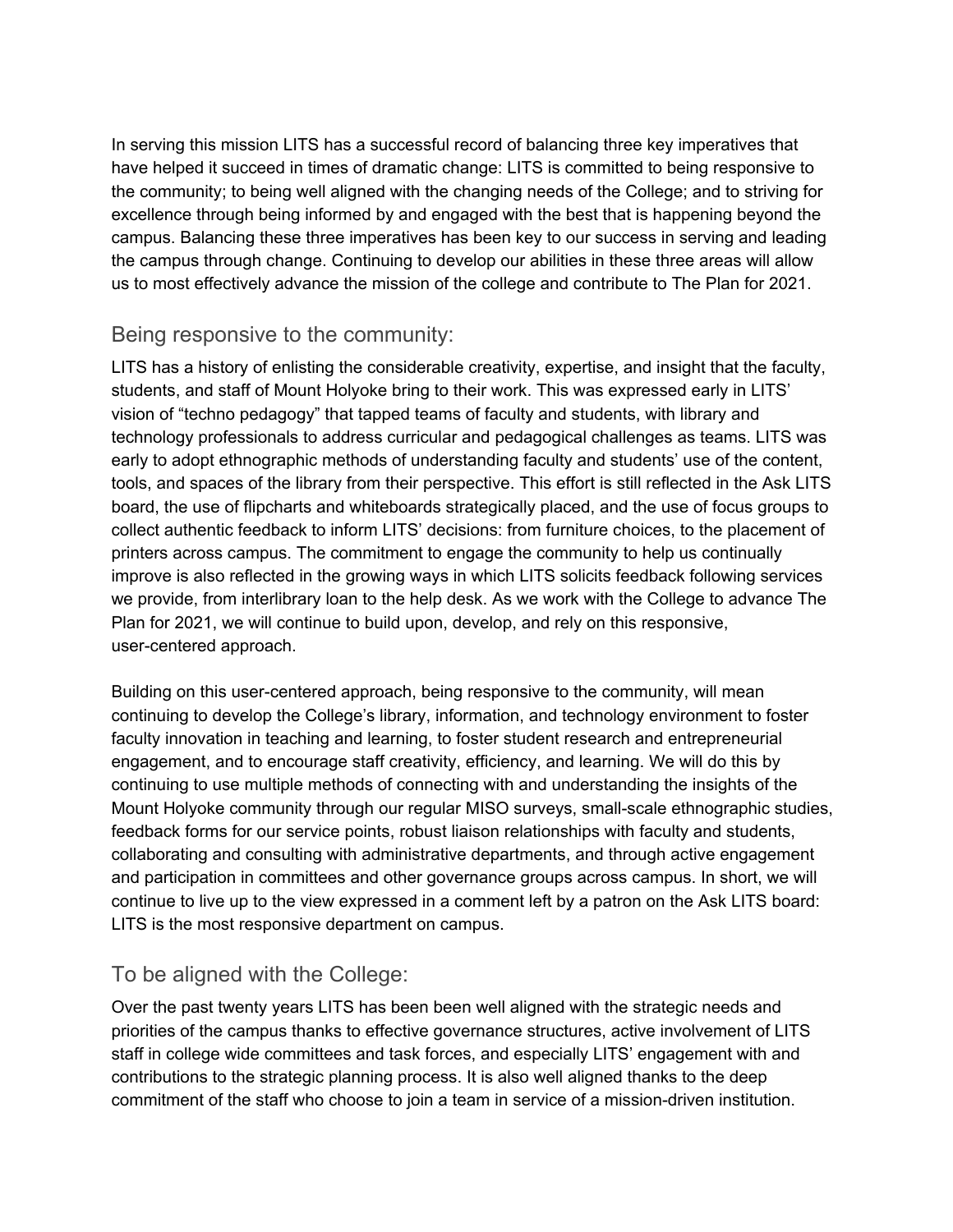In serving this mission LITS has a successful record of balancing three key imperatives that have helped it succeed in times of dramatic change: LITS is committed to being responsive to the community; to being well aligned with the changing needs of the College; and to striving for excellence through being informed by and engaged with the best that is happening beyond the campus. Balancing these three imperatives has been key to our success in serving and leading the campus through change. Continuing to develop our abilities in these three areas will allow us to most effectively advance the mission of the college and contribute to The Plan for 2021.

## Being responsive to the community:

LITS has a history of enlisting the considerable creativity, expertise, and insight that the faculty, students, and staff of Mount Holyoke bring to their work. This was expressed early in LITS' vision of "techno pedagogy" that tapped teams of faculty and students, with library and technology professionals to address curricular and pedagogical challenges as teams. LITS was early to adopt ethnographic methods of understanding faculty and students' use of the content, tools, and spaces of the library from their perspective. This effort is still reflected in the Ask LITS board, the use of flipcharts and whiteboards strategically placed, and the use of focus groups to collect authentic feedback to inform LITS' decisions: from furniture choices, to the placement of printers across campus. The commitment to engage the community to help us continually improve is also reflected in the growing ways in which LITS solicits feedback following services we provide, from interlibrary loan to the help desk. As we work with the College to advance The Plan for 2021, we will continue to build upon, develop, and rely on this responsive, user-centered approach.

Building on this user-centered approach, being responsive to the community, will mean continuing to develop the College's library, information, and technology environment to foster faculty innovation in teaching and learning, to foster student research and entrepreneurial engagement, and to encourage staff creativity, efficiency, and learning. We will do this by continuing to use multiple methods of connecting with and understanding the insights of the Mount Holyoke community through our regular MISO surveys, small-scale ethnographic studies, feedback forms for our service points, robust liaison relationships with faculty and students, collaborating and consulting with administrative departments, and through active engagement and participation in committees and other governance groups across campus. In short, we will continue to live up to the view expressed in a comment left by a patron on the Ask LITS board: LITS is the most responsive department on campus.

## To be aligned with the College:

Over the past twenty years LITS has been been well aligned with the strategic needs and priorities of the campus thanks to effective governance structures, active involvement of LITS staff in college wide committees and task forces, and especially LITS' engagement with and contributions to the strategic planning process. It is also well aligned thanks to the deep commitment of the staff who choose to join a team in service of a mission-driven institution.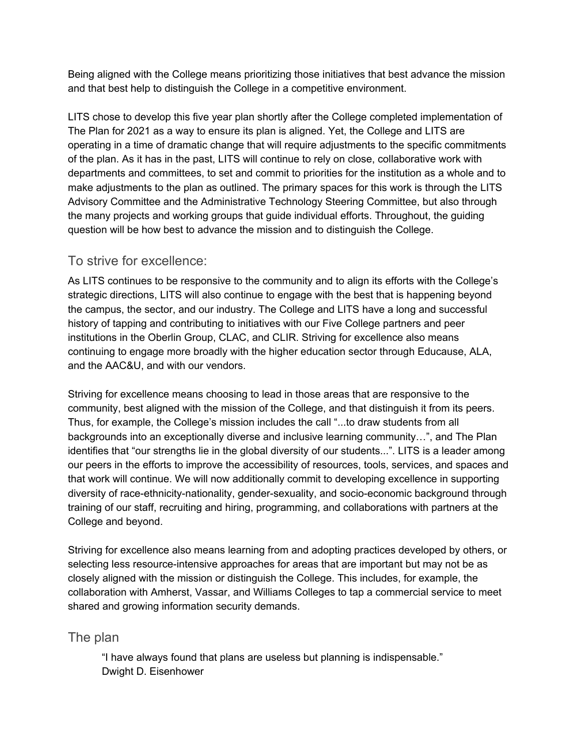Being aligned with the College means prioritizing those initiatives that best advance the mission and that best help to distinguish the College in a competitive environment.

LITS chose to develop this five year plan shortly after the College completed implementation of The Plan for 2021 as a way to ensure its plan is aligned. Yet, the College and LITS are operating in a time of dramatic change that will require adjustments to the specific commitments of the plan. As it has in the past, LITS will continue to rely on close, collaborative work with departments and committees, to set and commit to priorities for the institution as a whole and to make adjustments to the plan as outlined. The primary spaces for this work is through the LITS Advisory Committee and the Administrative Technology Steering Committee, but also through the many projects and working groups that guide individual efforts. Throughout, the guiding question will be how best to advance the mission and to distinguish the College.

## To strive for excellence:

As LITS continues to be responsive to the community and to align its efforts with the College's strategic directions, LITS will also continue to engage with the best that is happening beyond the campus, the sector, and our industry. The College and LITS have a long and successful history of tapping and contributing to initiatives with our Five College partners and peer institutions in the Oberlin Group, CLAC, and CLIR. Striving for excellence also means continuing to engage more broadly with the higher education sector through Educause, ALA, and the AAC&U, and with our vendors.

Striving for excellence means choosing to lead in those areas that are responsive to the community, best aligned with the mission of the College, and that distinguish it from its peers. Thus, for example, the College's mission includes the call "...to draw students from all backgrounds into an exceptionally diverse and inclusive learning community…", and The Plan identifies that "our strengths lie in the global diversity of our students...". LITS is a leader among our peers in the efforts to improve the accessibility of resources, tools, services, and spaces and that work will continue. We will now additionally commit to developing excellence in supporting diversity of race-ethnicity-nationality, gender-sexuality, and socio-economic background through training of our staff, recruiting and hiring, programming, and collaborations with partners at the College and beyond.

Striving for excellence also means learning from and adopting practices developed by others, or selecting less resource-intensive approaches for areas that are important but may not be as closely aligned with the mission or distinguish the College. This includes, for example, the collaboration with Amherst, Vassar, and Williams Colleges to tap a commercial service to meet shared and growing information security demands.

## The plan

> "I have always found that plans are useless but planning is indispensable."
> Dwight D. Eisenhower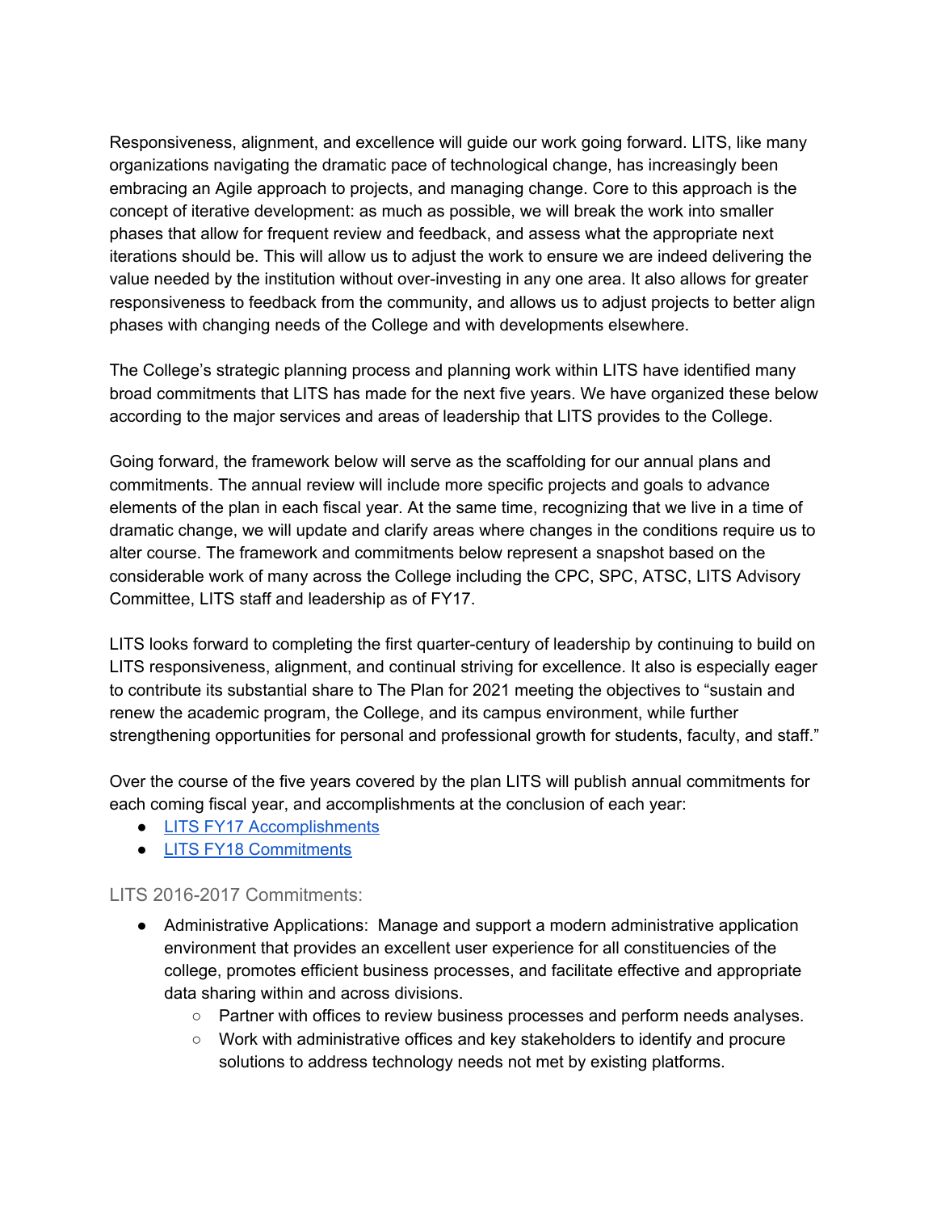Responsiveness, alignment, and excellence will guide our work going forward. LITS, like many organizations navigating the dramatic pace of technological change, has increasingly been embracing an Agile approach to projects, and managing change. Core to this approach is the concept of iterative development: as much as possible, we will break the work into smaller phases that allow for frequent review and feedback, and assess what the appropriate next iterations should be. This will allow us to adjust the work to ensure we are indeed delivering the value needed by the institution without over-investing in any one area. It also allows for greater responsiveness to feedback from the community, and allows us to adjust projects to better align phases with changing needs of the College and with developments elsewhere.

The College's strategic planning process and planning work within LITS have identified many broad commitments that LITS has made for the next five years. We have organized these below according to the major services and areas of leadership that LITS provides to the College.

Going forward, the framework below will serve as the scaffolding for our annual plans and commitments. The annual review will include more specific projects and goals to advance elements of the plan in each fiscal year. At the same time, recognizing that we live in a time of dramatic change, we will update and clarify areas where changes in the conditions require us to alter course. The framework and commitments below represent a snapshot based on the considerable work of many across the College including the CPC, SPC, ATSC, LITS Advisory Committee, LITS staff and leadership as of FY17.

LITS looks forward to completing the first quarter-century of leadership by continuing to build on LITS responsiveness, alignment, and continual striving for excellence. It also is especially eager to contribute its substantial share to The Plan for 2021 meeting the objectives to "sustain and renew the academic program, the College, and its campus environment, while further strengthening opportunities for personal and professional growth for students, faculty, and staff."

Over the course of the five years covered by the plan LITS will publish annual commitments for each coming fiscal year, and accomplishments at the conclusion of each year:

- LITS FY17 Accomplishments
- LITS FY18 Commitments

### LITS 2016-2017 Commitments:

- Administrative Applications: Manage and support a modern administrative application environment that provides an excellent user experience for all constituencies of the college, promotes efficient business processes, and facilitate effective and appropriate data sharing within and across divisions.
  - Partner with offices to review business processes and perform needs analyses.
  - Work with administrative offices and key stakeholders to identify and procure solutions to address technology needs not met by existing platforms.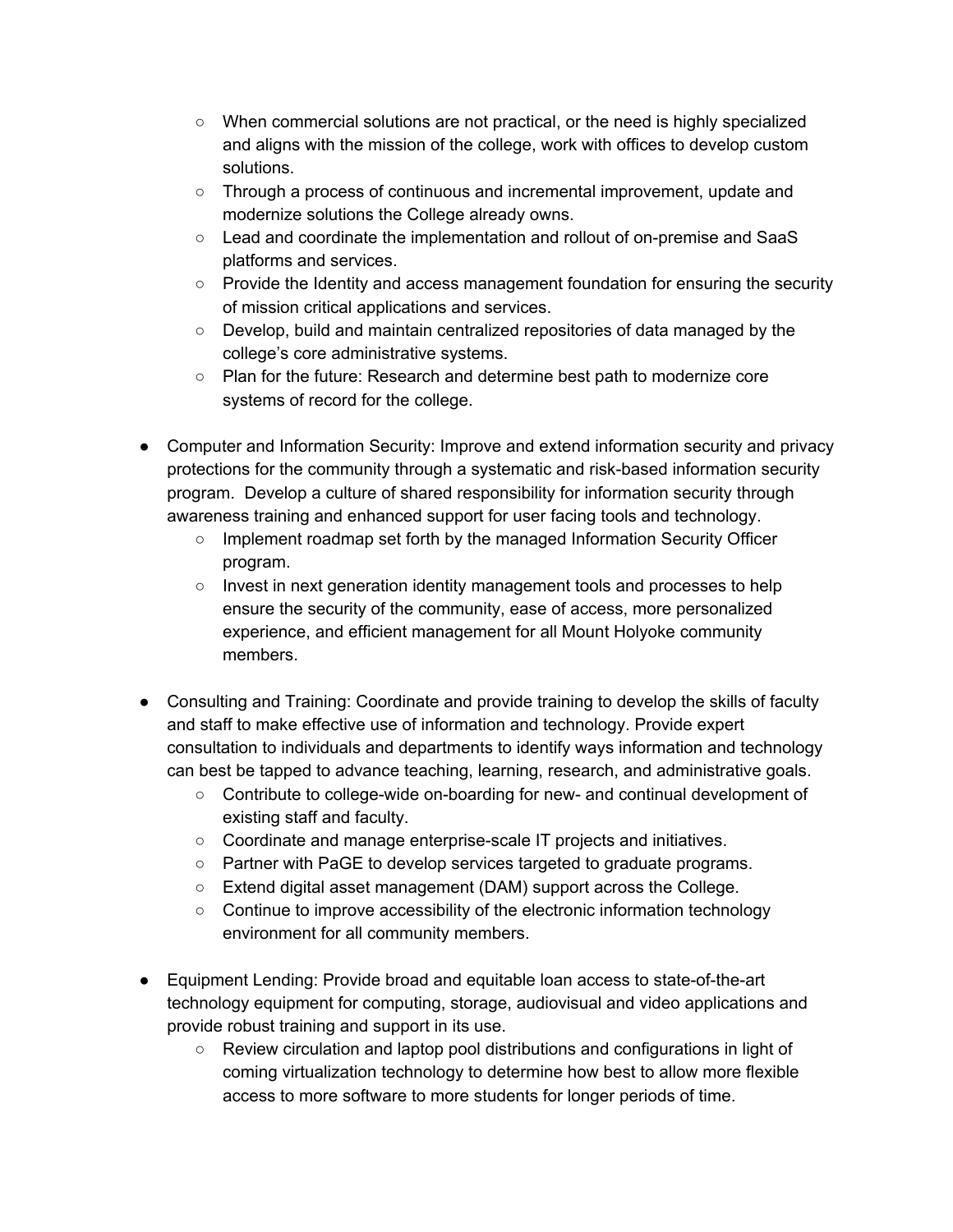- When commercial solutions are not practical, or the need is highly specialized and aligns with the mission of the college, work with offices to develop custom solutions.
  - Through a process of continuous and incremental improvement, update and modernize solutions the College already owns.
  - Lead and coordinate the implementation and rollout of on-premise and SaaS platforms and services.
  - Provide the Identity and access management foundation for ensuring the security of mission critical applications and services.
  - Develop, build and maintain centralized repositories of data managed by the college's core administrative systems.
  - Plan for the future: Research and determine best path to modernize core systems of record for the college.

- Computer and Information Security: Improve and extend information security and privacy protections for the community through a systematic and risk-based information security program. Develop a culture of shared responsibility for information security through awareness training and enhanced support for user facing tools and technology.
  - Implement roadmap set forth by the managed Information Security Officer program.
  - Invest in next generation identity management tools and processes to help ensure the security of the community, ease of access, more personalized experience, and efficient management for all Mount Holyoke community members.

- Consulting and Training: Coordinate and provide training to develop the skills of faculty and staff to make effective use of information and technology. Provide expert consultation to individuals and departments to identify ways information and technology can best be tapped to advance teaching, learning, research, and administrative goals.
  - Contribute to college-wide on-boarding for new- and continual development of existing staff and faculty.
  - Coordinate and manage enterprise-scale IT projects and initiatives.
  - Partner with PaGE to develop services targeted to graduate programs.
  - Extend digital asset management (DAM) support across the College.
  - Continue to improve accessibility of the electronic information technology environment for all community members.

- Equipment Lending: Provide broad and equitable loan access to state-of-the-art technology equipment for computing, storage, audiovisual and video applications and provide robust training and support in its use.
  - Review circulation and laptop pool distributions and configurations in light of coming virtualization technology to determine how best to allow more flexible access to more software to more students for longer periods of time.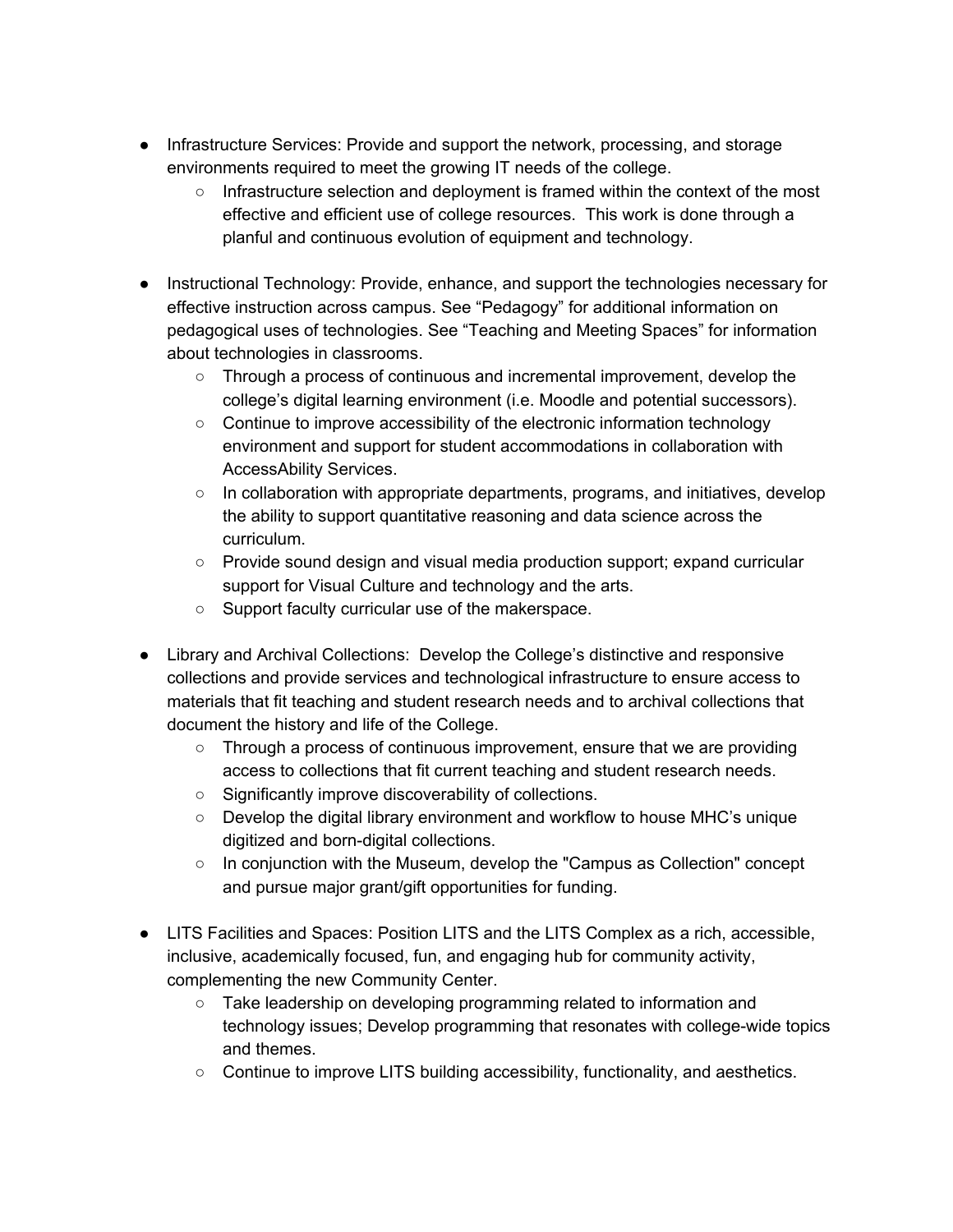- Infrastructure Services: Provide and support the network, processing, and storage environments required to meet the growing IT needs of the college.
    - Infrastructure selection and deployment is framed within the context of the most effective and efficient use of college resources. This work is done through a planful and continuous evolution of equipment and technology.

- Instructional Technology: Provide, enhance, and support the technologies necessary for effective instruction across campus. See "Pedagogy" for additional information on pedagogical uses of technologies. See "Teaching and Meeting Spaces" for information about technologies in classrooms.
    - Through a process of continuous and incremental improvement, develop the college's digital learning environment (i.e. Moodle and potential successors).
    - Continue to improve accessibility of the electronic information technology environment and support for student accommodations in collaboration with AccessAbility Services.
    - In collaboration with appropriate departments, programs, and initiatives, develop the ability to support quantitative reasoning and data science across the curriculum.
    - Provide sound design and visual media production support; expand curricular support for Visual Culture and technology and the arts.
    - Support faculty curricular use of the makerspace.

- Library and Archival Collections: Develop the College's distinctive and responsive collections and provide services and technological infrastructure to ensure access to materials that fit teaching and student research needs and to archival collections that document the history and life of the College.
    - Through a process of continuous improvement, ensure that we are providing access to collections that fit current teaching and student research needs.
    - Significantly improve discoverability of collections.
    - Develop the digital library environment and workflow to house MHC's unique digitized and born-digital collections.
    - In conjunction with the Museum, develop the "Campus as Collection" concept and pursue major grant/gift opportunities for funding.

- LITS Facilities and Spaces: Position LITS and the LITS Complex as a rich, accessible, inclusive, academically focused, fun, and engaging hub for community activity, complementing the new Community Center.
    - Take leadership on developing programming related to information and technology issues; Develop programming that resonates with college-wide topics and themes.
    - Continue to improve LITS building accessibility, functionality, and aesthetics.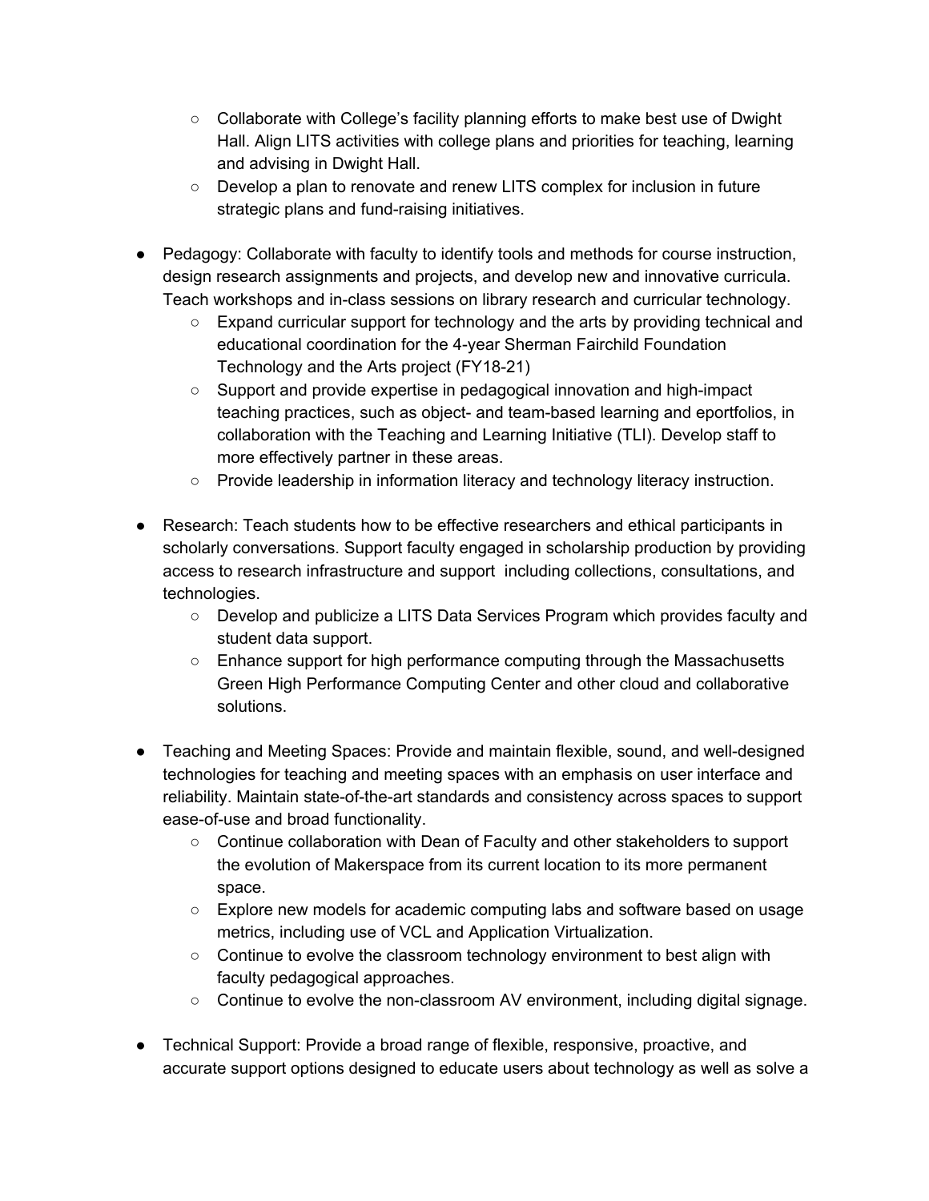- Collaborate with College's facility planning efforts to make best use of Dwight Hall. Align LITS activities with college plans and priorities for teaching, learning and advising in Dwight Hall.
  - Develop a plan to renovate and renew LITS complex for inclusion in future strategic plans and fund-raising initiatives.

- Pedagogy: Collaborate with faculty to identify tools and methods for course instruction, design research assignments and projects, and develop new and innovative curricula. Teach workshops and in-class sessions on library research and curricular technology.
  - Expand curricular support for technology and the arts by providing technical and educational coordination for the 4-year Sherman Fairchild Foundation Technology and the Arts project (FY18-21)
  - Support and provide expertise in pedagogical innovation and high-impact teaching practices, such as object- and team-based learning and eportfolios, in collaboration with the Teaching and Learning Initiative (TLI). Develop staff to more effectively partner in these areas.
  - Provide leadership in information literacy and technology literacy instruction.

- Research: Teach students how to be effective researchers and ethical participants in scholarly conversations. Support faculty engaged in scholarship production by providing access to research infrastructure and support including collections, consultations, and technologies.
  - Develop and publicize a LITS Data Services Program which provides faculty and student data support.
  - Enhance support for high performance computing through the Massachusetts Green High Performance Computing Center and other cloud and collaborative solutions.

- Teaching and Meeting Spaces: Provide and maintain flexible, sound, and well-designed technologies for teaching and meeting spaces with an emphasis on user interface and reliability. Maintain state-of-the-art standards and consistency across spaces to support ease-of-use and broad functionality.
  - Continue collaboration with Dean of Faculty and other stakeholders to support the evolution of Makerspace from its current location to its more permanent space.
  - Explore new models for academic computing labs and software based on usage metrics, including use of VCL and Application Virtualization.
  - Continue to evolve the classroom technology environment to best align with faculty pedagogical approaches.
  - Continue to evolve the non-classroom AV environment, including digital signage.

- Technical Support: Provide a broad range of flexible, responsive, proactive, and accurate support options designed to educate users about technology as well as solve a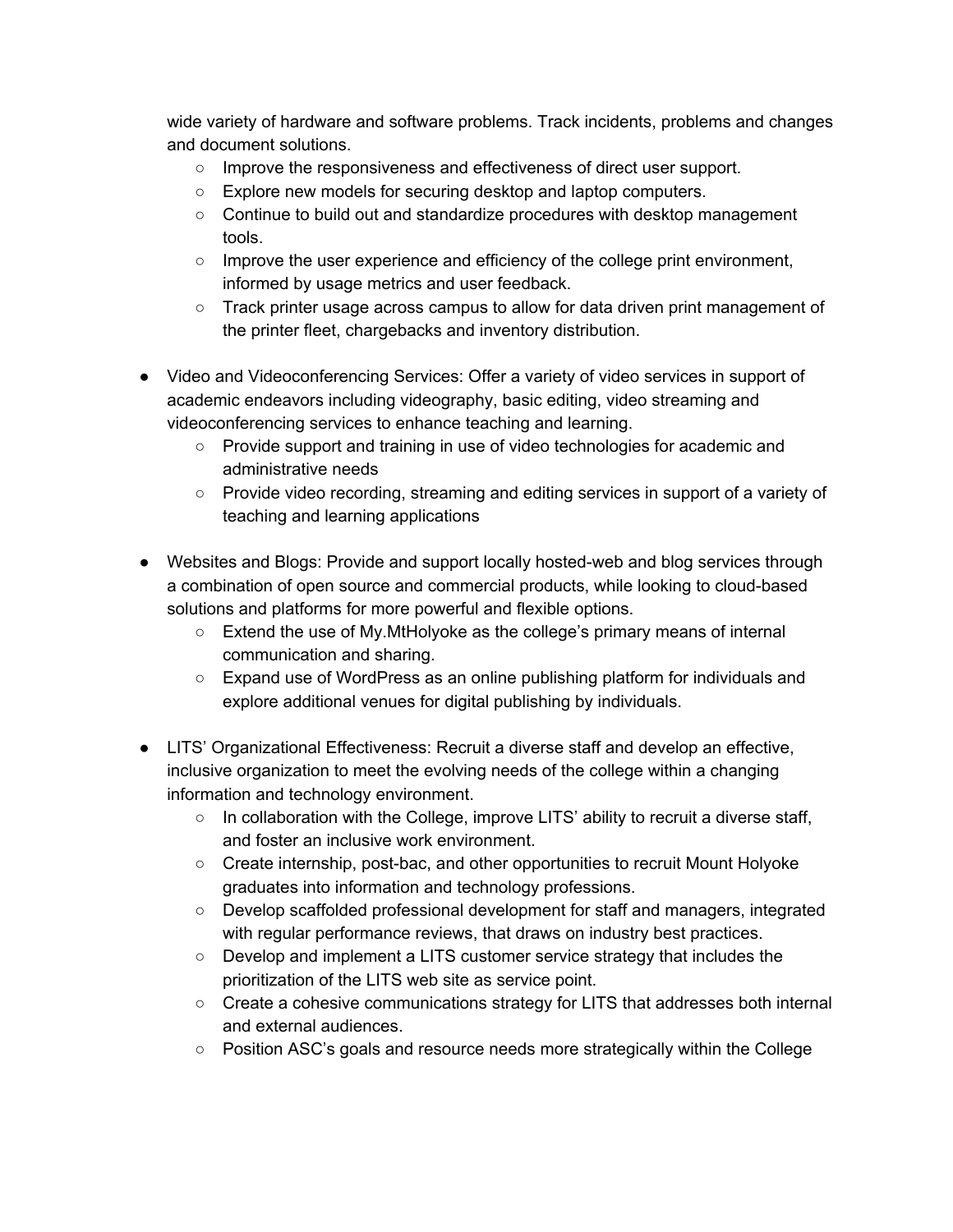wide variety of hardware and software problems. Track incidents, problems and changes and document solutions.

- Improve the responsiveness and effectiveness of direct user support.
- Explore new models for securing desktop and laptop computers.
- Continue to build out and standardize procedures with desktop management tools.
- Improve the user experience and efficiency of the college print environment, informed by usage metrics and user feedback.
- Track printer usage across campus to allow for data driven print management of the printer fleet, chargebacks and inventory distribution.

- Video and Videoconferencing Services: Offer a variety of video services in support of academic endeavors including videography, basic editing, video streaming and videoconferencing services to enhance teaching and learning.
  - Provide support and training in use of video technologies for academic and administrative needs
  - Provide video recording, streaming and editing services in support of a variety of teaching and learning applications

- Websites and Blogs: Provide and support locally hosted-web and blog services through a combination of open source and commercial products, while looking to cloud-based solutions and platforms for more powerful and flexible options.
  - Extend the use of My.MtHolyoke as the college's primary means of internal communication and sharing.
  - Expand use of WordPress as an online publishing platform for individuals and explore additional venues for digital publishing by individuals.

- LITS' Organizational Effectiveness: Recruit a diverse staff and develop an effective, inclusive organization to meet the evolving needs of the college within a changing information and technology environment.
  - In collaboration with the College, improve LITS' ability to recruit a diverse staff, and foster an inclusive work environment.
  - Create internship, post-bac, and other opportunities to recruit Mount Holyoke graduates into information and technology professions.
  - Develop scaffolded professional development for staff and managers, integrated with regular performance reviews, that draws on industry best practices.
  - Develop and implement a LITS customer service strategy that includes the prioritization of the LITS web site as service point.
  - Create a cohesive communications strategy for LITS that addresses both internal and external audiences.
  - Position ASC's goals and resource needs more strategically within the College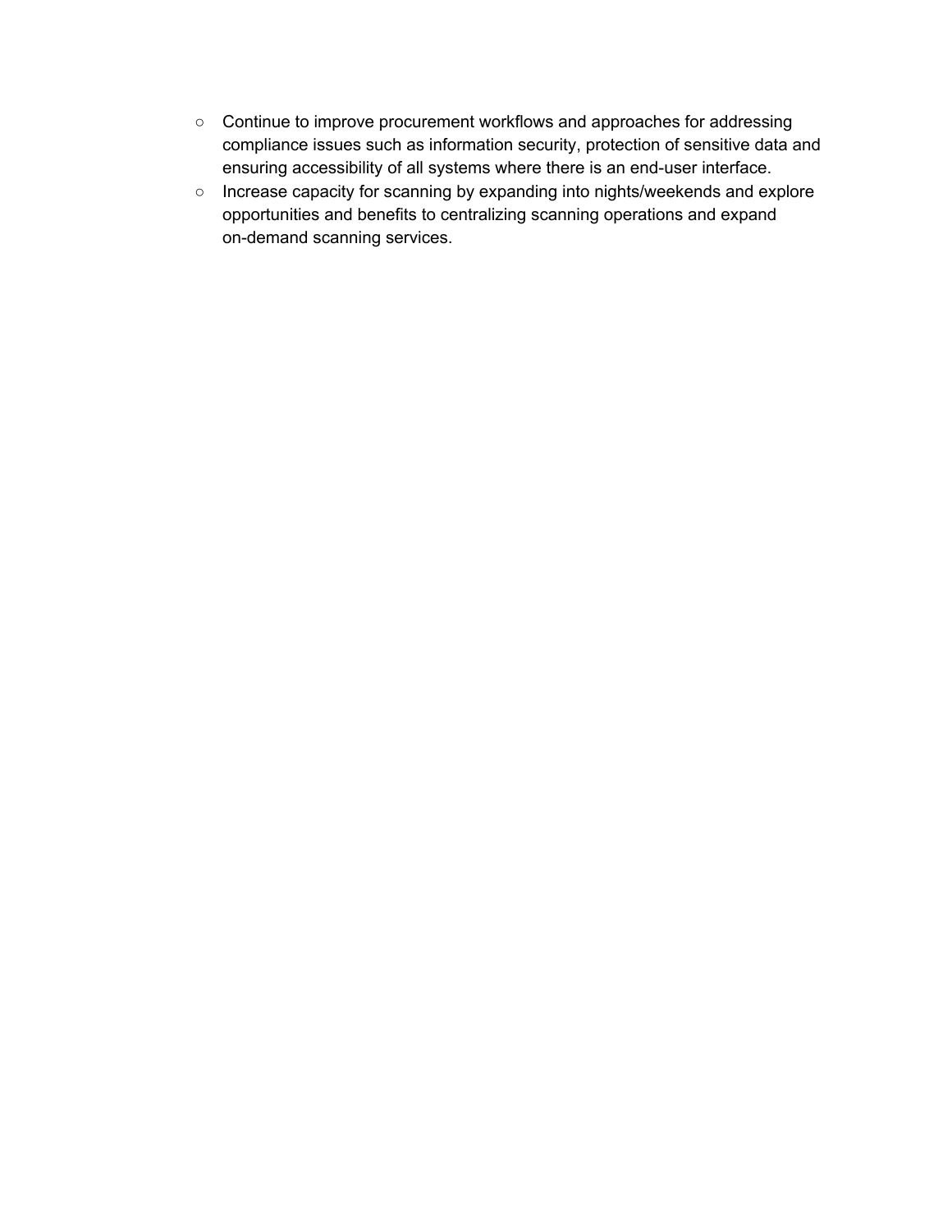- Continue to improve procurement workflows and approaches for addressing compliance issues such as information security, protection of sensitive data and ensuring accessibility of all systems where there is an end-user interface.
- Increase capacity for scanning by expanding into nights/weekends and explore opportunities and benefits to centralizing scanning operations and expand on-demand scanning services.